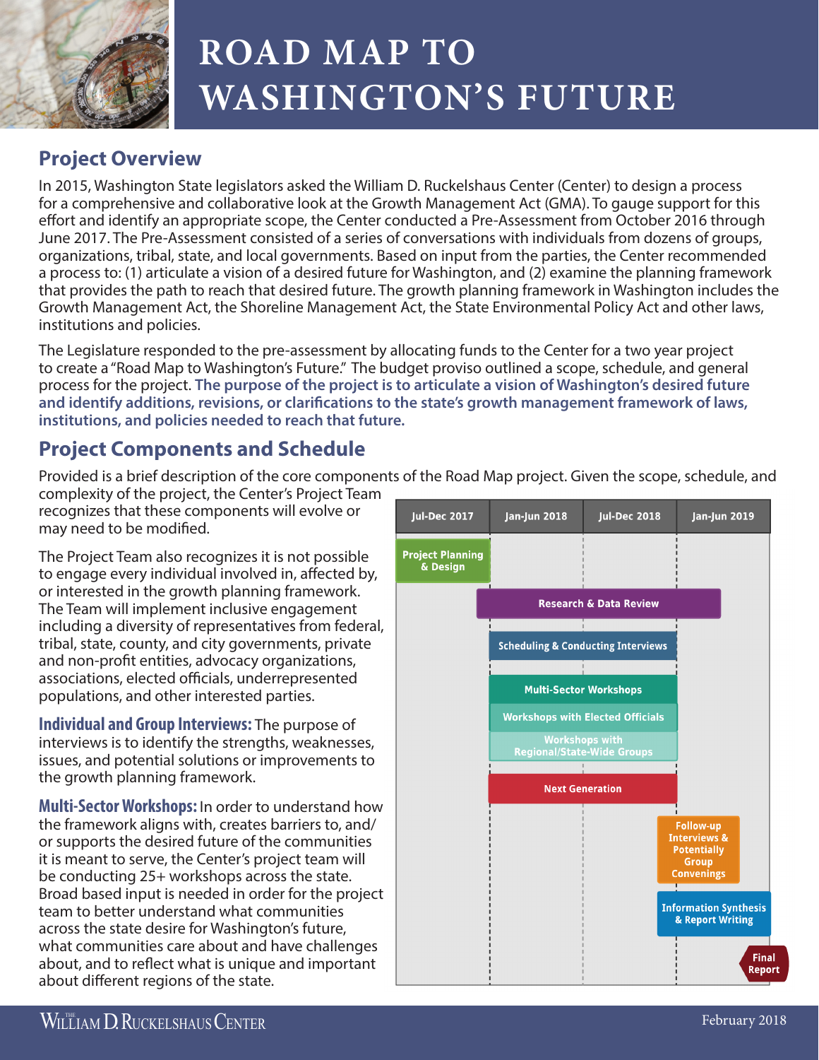# ROAD MAP TO WASHINGTON'S FUTURE

## Project Overview

In 2015, Washington State legislators asked the William D. Ruckelshaus Center (Center) to design a process for a comprehensive and collaborative look at the Growth Management Act (GMA). To gauge support for this effort and identify an appropriate scope, the Center conducted a Pre-Assessment from October 2016 through June 2017. The Pre-Assessment consisted of a series of conversations with individuals from dozens of groups, organizations, tribal, state, and local governments. Based on input from the parties, the Center recommended a process to: (1) articulate a vision of a desired future for Washington, and (2) examine the planning framework that provides the path to reach that desired future. The growth planning framework in Washington includes the Growth Management Act, the Shoreline Management Act, the State Environmental Policy Act and other laws, institutions and policies.

The Legislature responded to the pre-assessment by allocating funds to the Center for a two year project to create a "Road Map to Washington's Future." The budget proviso outlined a scope, schedule, and general process for the project. **The purpose of the project is to articulate a vision of Washington's desired future and identify additions, revisions, or clarifications to the state's growth management framework of laws, institutions, and policies needed to reach that future.**

## Project Components and Schedule

Provided is a brief description of the core components of the Road Map project. Given the scope, schedule, and complexity of the project, the Center's Project Team recognizes that these components will evolve or may need to be modified.

The Project Team also recognizes it is not possible to engage every individual involved in, affected by, or interested in the growth planning framework. The Team will implement inclusive engagement including a diversity of representatives from federal, tribal, state, county, and city governments, private and non-profit entities, advocacy organizations, associations, elected officials, underrepresented populations, and other interested parties.

**Individual and Group Interviews:** The purpose of interviews is to identify the strengths, weaknesses, issues, and potential solutions or improvements to the growth planning framework.

**Multi-Sector Workshops:** In order to understand how the framework aligns with, creates barriers to, and/or supports the desired future of the communities it is meant to serve, the Center's project team will be conducting 25+ workshops across the state. Broad based input is needed in order for the project team to better understand what communities across the state desire for Washington's future, what communities care about and have challenges about, and to reflect what is unique and important about different regions of the state.

| Activity | Jul-Dec 2017 | Jan-Jun 2018 | Jul-Dec 2018 | Jan-Jun 2019 |
|---|---|---|---|---|
| Project Planning & Design | X | | | |
| Research & Data Review | X | X | X | X |
| Scheduling & Conducting Interviews | | X | X | |
| Multi-Sector Workshops | | X | X | |
| Workshops with Elected Officials | | X | X | |
| Workshops with Regional/State-Wide Groups | | X | X | |
| Next Generation | | X | X | |
| Follow-up Interviews & Potentially Group Convenings | | | | X |
| Information Synthesis & Report Writing | | | | X |
| Final Report | | | | X |

February 2018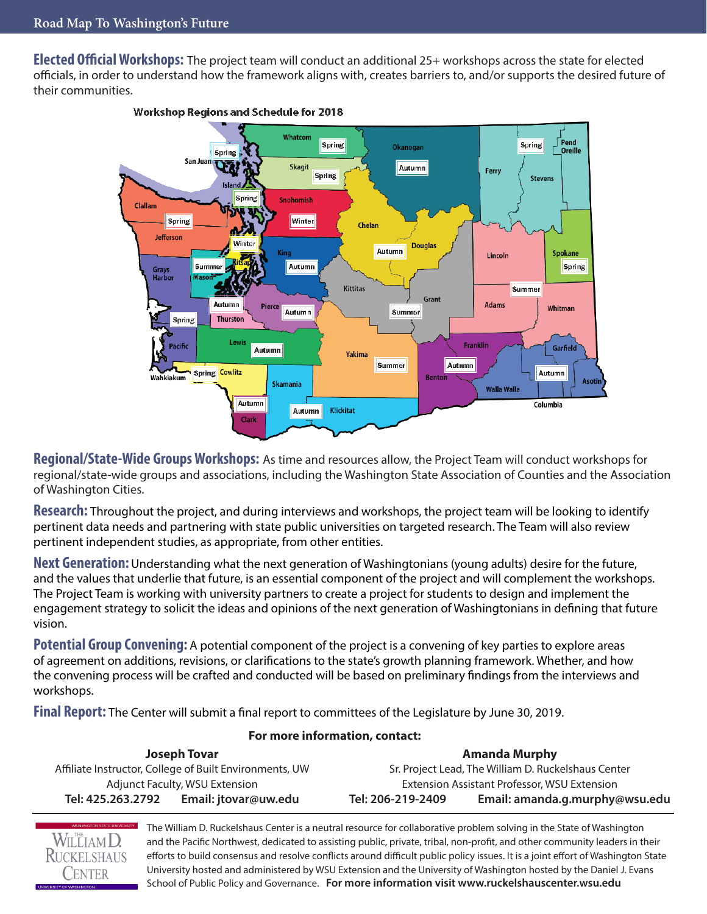**Elected Official Workshops:** The project team will conduct an additional 25+ workshops across the state for elected officials, in order to understand how the framework aligns with, creates barriers to, and/or supports the desired future of their communities.

Workshop Regions and Schedule for 2018

Whatcom Spring
San Juan Spring
Skagit Spring
Okanogan Autumn
Ferry
Stevens
Pend Oreille
Spring
Island Spring
Snohomish Winter
Clallam Spring
Jefferson
Chelan Autumn
Douglas
Kitsap Winter
King Autumn
Lincoln
Spokane Spring
Grays Harbor
Mason Summer
Kittitas
Grant Summer
Adams Summer
Whitman
Pierce Autumn
Thurston Autumn
Spring
Pacific
Lewis Autumn
Yakima Summer
Franklin Autumn
Benton
Garfield Autumn
Walla Walla
Columbia
Asotin
Wahkiakum
Cowlitz Spring
Skamania
Clark Autumn
Klickitat Autumn

**Regional/State-Wide Groups Workshops:** As time and resources allow, the Project Team will conduct workshops for regional/state-wide groups and associations, including the Washington State Association of Counties and the Association of Washington Cities.

**Research:** Throughout the project, and during interviews and workshops, the project team will be looking to identify pertinent data needs and partnering with state public universities on targeted research. The Team will also review pertinent independent studies, as appropriate, from other entities.

**Next Generation:** Understanding what the next generation of Washingtonians (young adults) desire for the future, and the values that underlie that future, is an essential component of the project and will complement the workshops. The Project Team is working with university partners to create a project for students to design and implement the engagement strategy to solicit the ideas and opinions of the next generation of Washingtonians in defining that future vision.

**Potential Group Convening:** A potential component of the project is a convening of key parties to explore areas of agreement on additions, revisions, or clarifications to the state's growth planning framework. Whether, and how the convening process will be crafted and conducted will be based on preliminary findings from the interviews and workshops.

**Final Report:** The Center will submit a final report to committees of the Legislature by June 30, 2019.

**For more information, contact:**

**Joseph Tovar**
Affiliate Instructor, College of Built Environments, UW
Adjunct Faculty, WSU Extension
**Tel: 425.263.2792 Email: jtovar@uw.edu**

**Amanda Murphy**
Sr. Project Lead, The William D. Ruckelshaus Center
Extension Assistant Professor, WSU Extension
**Tel: 206-219-2409 Email: amanda.g.murphy@wsu.edu**

Washington State University
The William D. Ruckelshaus Center
University of Washington

The William D. Ruckelshaus Center is a neutral resource for collaborative problem solving in the State of Washington and the Pacific Northwest, dedicated to assisting public, private, tribal, non-profit, and other community leaders in their efforts to build consensus and resolve conflicts around difficult public policy issues. It is a joint effort of Washington State University hosted and administered by WSU Extension and the University of Washington hosted by the Daniel J. Evans School of Public Policy and Governance. **For more information visit www.ruckelshauscenter.wsu.edu**